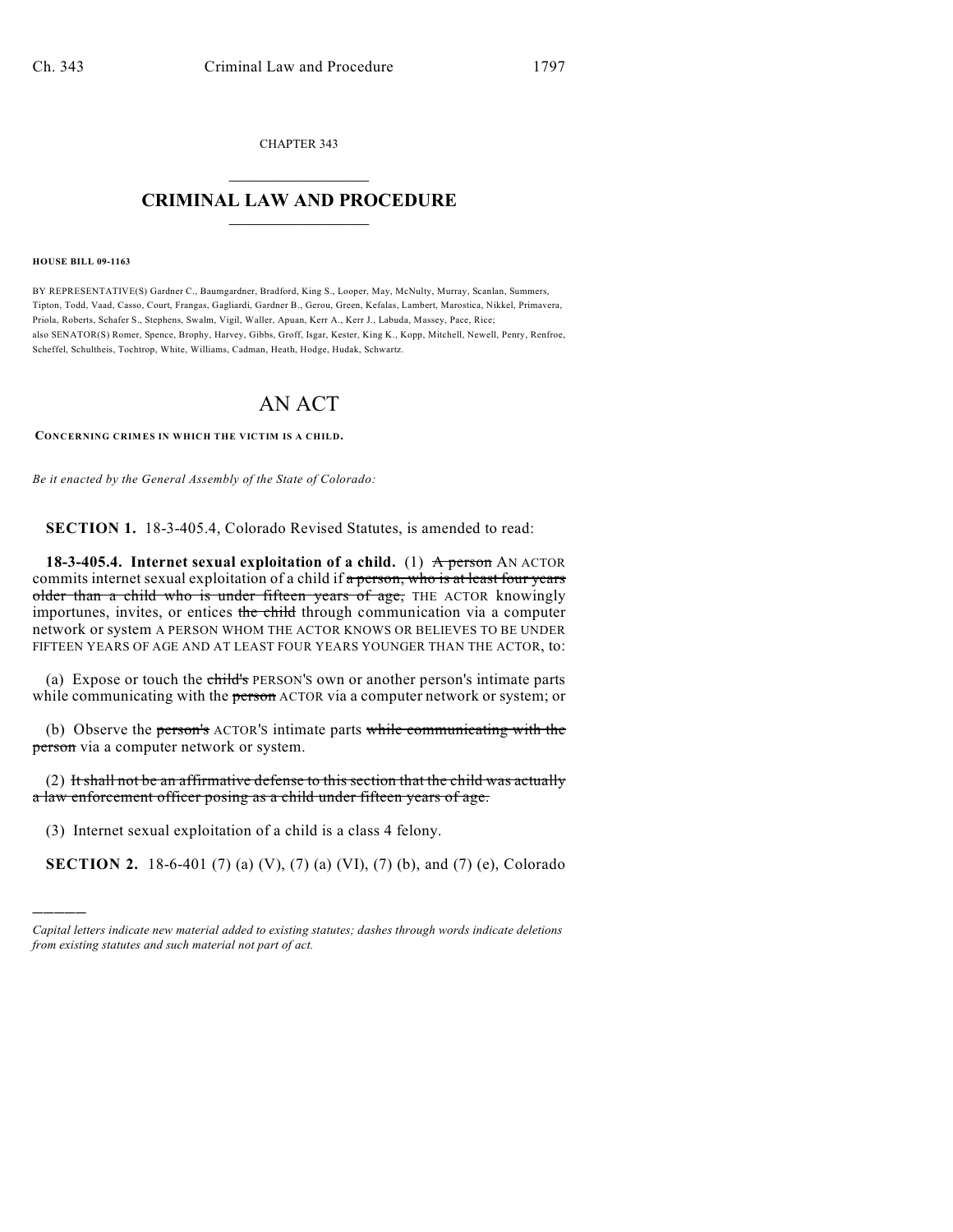CHAPTER 343

# CRIMINAL LAW AND PROCEDURE

**HOUSE BILL 09-1163**

BY REPRESENTATIVE(S) Gardner C., Baumgardner, Bradford, King S., Looper, May, McNulty, Murray, Scanlan, Summers, Tipton, Todd, Vaad, Casso, Court, Frangas, Gagliardi, Gardner B., Gerou, Green, Kefalas, Lambert, Marostica, Nikkel, Primavera, Priola, Roberts, Schafer S., Stephens, Swalm, Vigil, Waller, Apuan, Kerr A., Kerr J., Labuda, Massey, Pace, Rice; also SENATOR(S) Romer, Spence, Brophy, Harvey, Gibbs, Groff, Isgar, Kester, King K., Kopp, Mitchell, Newell, Penry, Renfroe, Scheffel, Schultheis, Tochtrop, White, Williams, Cadman, Heath, Hodge, Hudak, Schwartz.

# AN ACT

**CONCERNING CRIMES IN WHICH THE VICTIM IS A CHILD.**

*Be it enacted by the General Assembly of the State of Colorado:*

**SECTION 1.** 18-3-405.4, Colorado Revised Statutes, is amended to read:

**18-3-405.4. Internet sexual exploitation of a child.** (1) ~~A person~~ AN ACTOR commits internet sexual exploitation of a child if ~~a person, who is at least four years older than a child who is under fifteen years of age,~~ THE ACTOR knowingly importunes, invites, or entices ~~the child~~ through communication via a computer network or system A PERSON WHOM THE ACTOR KNOWS OR BELIEVES TO BE UNDER FIFTEEN YEARS OF AGE AND AT LEAST FOUR YEARS YOUNGER THAN THE ACTOR, to:

(a) Expose or touch the ~~child's~~ PERSON'S own or another person's intimate parts while communicating with the ~~person~~ ACTOR via a computer network or system; or

(b) Observe the ~~person's~~ ACTOR'S intimate parts ~~while communicating with the person~~ via a computer network or system.

(2) ~~It shall not be an affirmative defense to this section that the child was actually a law enforcement officer posing as a child under fifteen years of age.~~

(3) Internet sexual exploitation of a child is a class 4 felony.

**SECTION 2.** 18-6-401 (7) (a) (V), (7) (a) (VI), (7) (b), and (7) (e), Colorado

*Capital letters indicate new material added to existing statutes; dashes through words indicate deletions from existing statutes and such material not part of act.*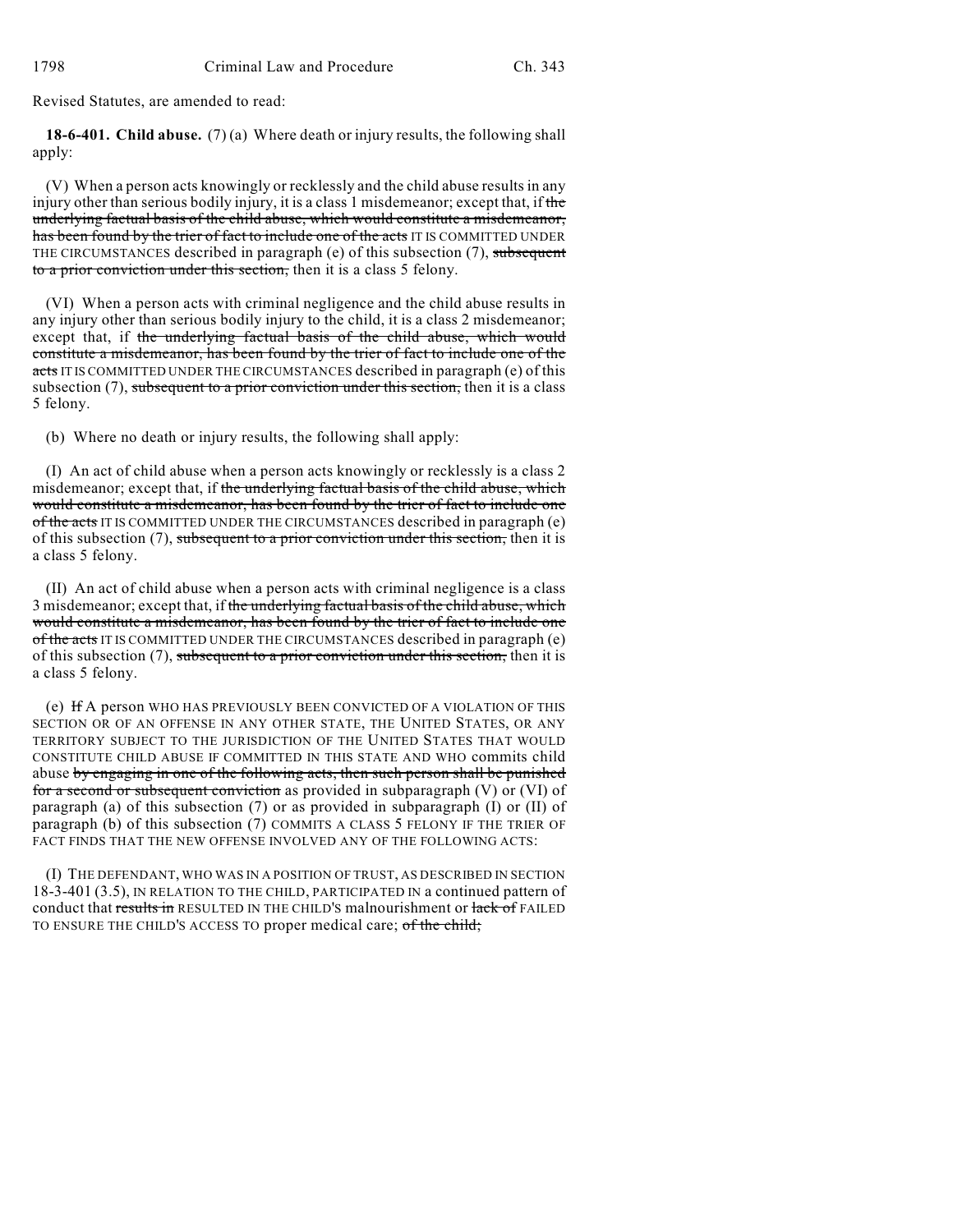Revised Statutes, are amended to read:

**18-6-401. Child abuse.** (7) (a) Where death or injury results, the following shall apply:

(V) When a person acts knowingly or recklessly and the child abuse results in any injury other than serious bodily injury, it is a class 1 misdemeanor; except that, if ~~the underlying factual basis of the child abuse, which would constitute a misdemeanor, has been found by the trier of fact to include one of the acts~~ IT IS COMMITTED UNDER THE CIRCUMSTANCES described in paragraph (e) of this subsection (7), ~~subsequent to a prior conviction under this section,~~ then it is a class 5 felony.

(VI) When a person acts with criminal negligence and the child abuse results in any injury other than serious bodily injury to the child, it is a class 2 misdemeanor; except that, if ~~the underlying factual basis of the child abuse, which would constitute a misdemeanor, has been found by the trier of fact to include one of the acts~~ IT IS COMMITTED UNDER THE CIRCUMSTANCES described in paragraph (e) of this subsection (7), ~~subsequent to a prior conviction under this section,~~ then it is a class 5 felony.

(b) Where no death or injury results, the following shall apply:

(I) An act of child abuse when a person acts knowingly or recklessly is a class 2 misdemeanor; except that, if ~~the underlying factual basis of the child abuse, which would constitute a misdemeanor, has been found by the trier of fact to include one of the acts~~ IT IS COMMITTED UNDER THE CIRCUMSTANCES described in paragraph (e) of this subsection (7), ~~subsequent to a prior conviction under this section,~~ then it is a class 5 felony.

(II) An act of child abuse when a person acts with criminal negligence is a class 3 misdemeanor; except that, if ~~the underlying factual basis of the child abuse, which would constitute a misdemeanor, has been found by the trier of fact to include one of the acts~~ IT IS COMMITTED UNDER THE CIRCUMSTANCES described in paragraph (e) of this subsection (7), ~~subsequent to a prior conviction under this section,~~ then it is a class 5 felony.

(e) ~~If~~ A person WHO HAS PREVIOUSLY BEEN CONVICTED OF A VIOLATION OF THIS SECTION OR OF AN OFFENSE IN ANY OTHER STATE, THE UNITED STATES, OR ANY TERRITORY SUBJECT TO THE JURISDICTION OF THE UNITED STATES THAT WOULD CONSTITUTE CHILD ABUSE IF COMMITTED IN THIS STATE AND WHO commits child abuse ~~by engaging in one of the following acts, then such person shall be punished for a second or subsequent conviction~~ as provided in subparagraph (V) or (VI) of paragraph (a) of this subsection (7) or as provided in subparagraph (I) or (II) of paragraph (b) of this subsection (7) COMMITS A CLASS 5 FELONY IF THE TRIER OF FACT FINDS THAT THE NEW OFFENSE INVOLVED ANY OF THE FOLLOWING ACTS:

(I) THE DEFENDANT, WHO WAS IN A POSITION OF TRUST, AS DESCRIBED IN SECTION 18-3-401 (3.5), IN RELATION TO THE CHILD, PARTICIPATED IN a continued pattern of conduct that ~~results in~~ RESULTED IN THE CHILD'S malnourishment or ~~lack of~~ FAILED TO ENSURE THE CHILD'S ACCESS TO proper medical care; ~~of the child;~~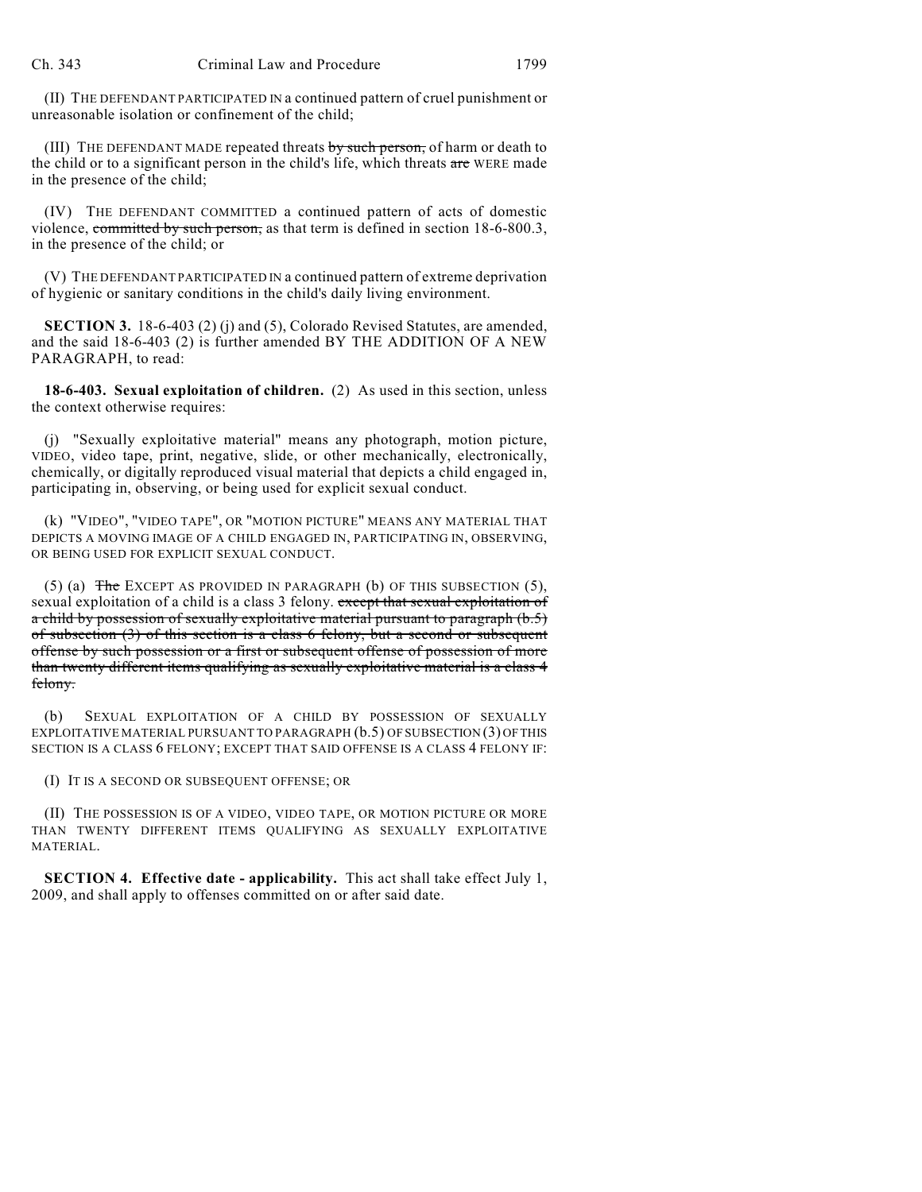(II) THE DEFENDANT PARTICIPATED IN a continued pattern of cruel punishment or unreasonable isolation or confinement of the child;

(III) THE DEFENDANT MADE repeated threats ~~by such person,~~ of harm or death to the child or to a significant person in the child's life, which threats ~~are~~ WERE made in the presence of the child;

(IV) THE DEFENDANT COMMITTED a continued pattern of acts of domestic violence, ~~committed by such person,~~ as that term is defined in section 18-6-800.3, in the presence of the child; or

(V) THE DEFENDANT PARTICIPATED IN a continued pattern of extreme deprivation of hygienic or sanitary conditions in the child's daily living environment.

**SECTION 3.** 18-6-403 (2) (j) and (5), Colorado Revised Statutes, are amended, and the said 18-6-403 (2) is further amended BY THE ADDITION OF A NEW PARAGRAPH, to read:

**18-6-403. Sexual exploitation of children.** (2) As used in this section, unless the context otherwise requires:

(j) "Sexually exploitative material" means any photograph, motion picture, VIDEO, video tape, print, negative, slide, or other mechanically, electronically, chemically, or digitally reproduced visual material that depicts a child engaged in, participating in, observing, or being used for explicit sexual conduct.

(k) "VIDEO", "VIDEO TAPE", OR "MOTION PICTURE" MEANS ANY MATERIAL THAT DEPICTS A MOVING IMAGE OF A CHILD ENGAGED IN, PARTICIPATING IN, OBSERVING, OR BEING USED FOR EXPLICIT SEXUAL CONDUCT.

(5) (a) ~~The~~ EXCEPT AS PROVIDED IN PARAGRAPH (b) OF THIS SUBSECTION (5), sexual exploitation of a child is a class 3 felony. ~~except that sexual exploitation of a child by possession of sexually exploitative material pursuant to paragraph (b.5) of subsection (3) of this section is a class 6 felony, but a second or subsequent offense by such possession or a first or subsequent offense of possession of more than twenty different items qualifying as sexually exploitative material is a class 4 felony.~~

(b) SEXUAL EXPLOITATION OF A CHILD BY POSSESSION OF SEXUALLY EXPLOITATIVE MATERIAL PURSUANT TO PARAGRAPH (b.5) OF SUBSECTION (3) OF THIS SECTION IS A CLASS 6 FELONY; EXCEPT THAT SAID OFFENSE IS A CLASS 4 FELONY IF:

(I) IT IS A SECOND OR SUBSEQUENT OFFENSE; OR

(II) THE POSSESSION IS OF A VIDEO, VIDEO TAPE, OR MOTION PICTURE OR MORE THAN TWENTY DIFFERENT ITEMS QUALIFYING AS SEXUALLY EXPLOITATIVE MATERIAL.

**SECTION 4. Effective date - applicability.** This act shall take effect July 1, 2009, and shall apply to offenses committed on or after said date.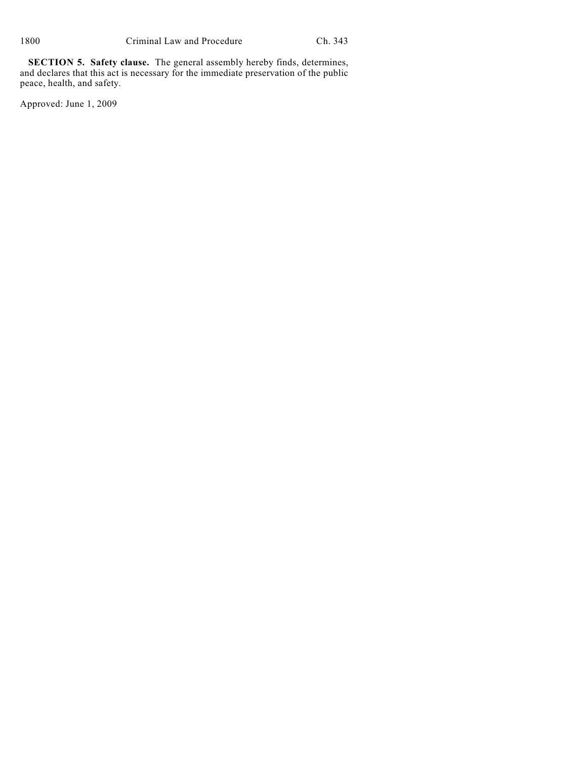**SECTION 5. Safety clause.** The general assembly hereby finds, determines, and declares that this act is necessary for the immediate preservation of the public peace, health, and safety.

Approved: June 1, 2009